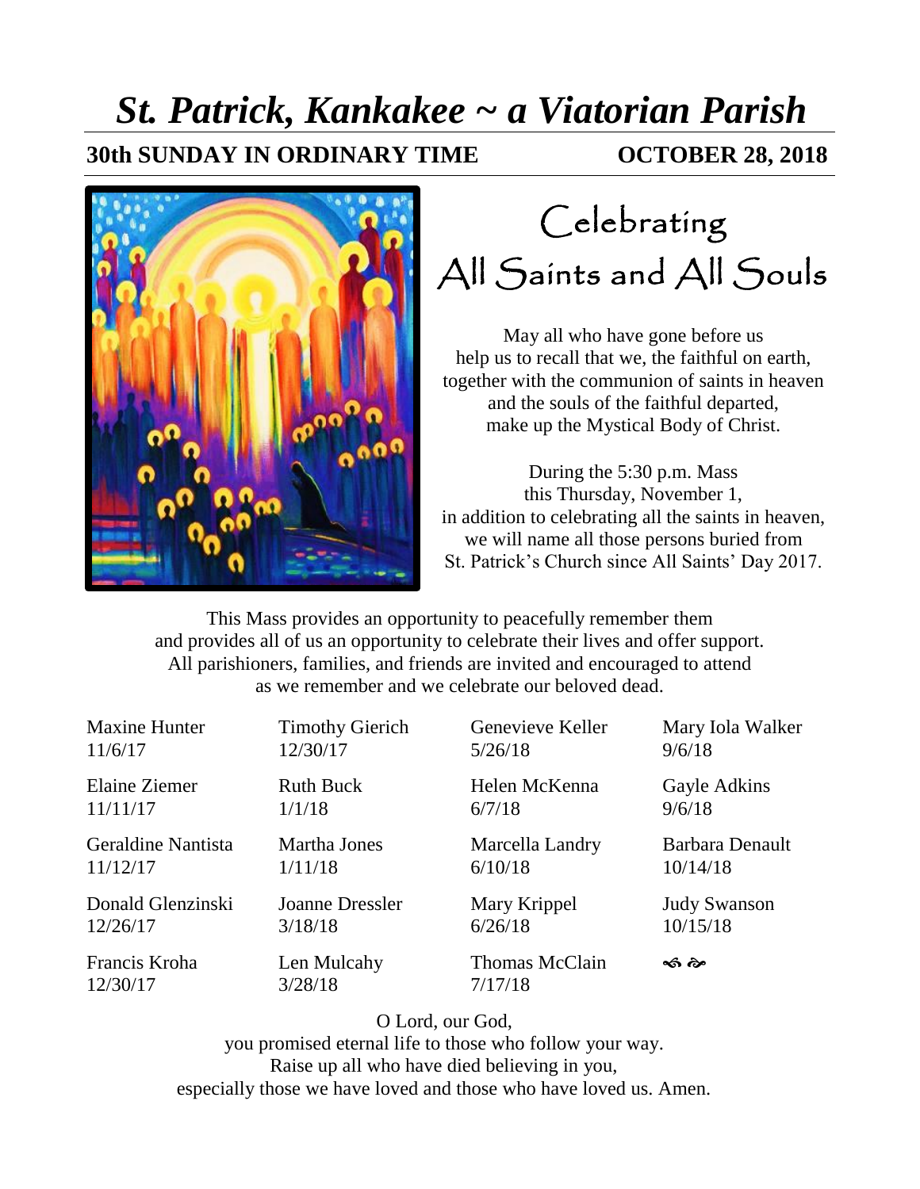# *St. Patrick, Kankakee ~ a Viatorian Parish*

**30th SUNDAY IN ORDINARY TIME** **OCTOBER 28, 2018**

## Celebrating All Saints and All Souls

May all who have gone before us
help us to recall that we, the faithful on earth,
together with the communion of saints in heaven
and the souls of the faithful departed,
make up the Mystical Body of Christ.

During the 5:30 p.m. Mass
this Thursday, November 1,
in addition to celebrating all the saints in heaven,
we will name all those persons buried from
St. Patrick's Church since All Saints' Day 2017.

This Mass provides an opportunity to peacefully remember them
and provides all of us an opportunity to celebrate their lives and offer support.
All parishioners, families, and friends are invited and encouraged to attend
as we remember and we celebrate our beloved dead.

| | | | |
|---|---|---|---|
| Maxine Hunter 11/6/17 | Timothy Gierich 12/30/17 | Genevieve Keller 5/26/18 | Mary Iola Walker 9/6/18 |
| Elaine Ziemer 11/11/17 | Ruth Buck 1/1/18 | Helen McKenna 6/7/18 | Gayle Adkins 9/6/18 |
| Geraldine Nantista 11/12/17 | Martha Jones 1/11/18 | Marcella Landry 6/10/18 | Barbara Denault 10/14/18 |
| Donald Glenzinski 12/26/17 | Joanne Dressler 3/18/18 | Mary Krippel 6/26/18 | Judy Swanson 10/15/18 |
| Francis Kroha 12/30/17 | Len Mulcahy 3/28/18 | Thomas McClain 7/17/18 | |

O Lord, our God,
you promised eternal life to those who follow your way.
Raise up all who have died believing in you,
especially those we have loved and those who have loved us. Amen.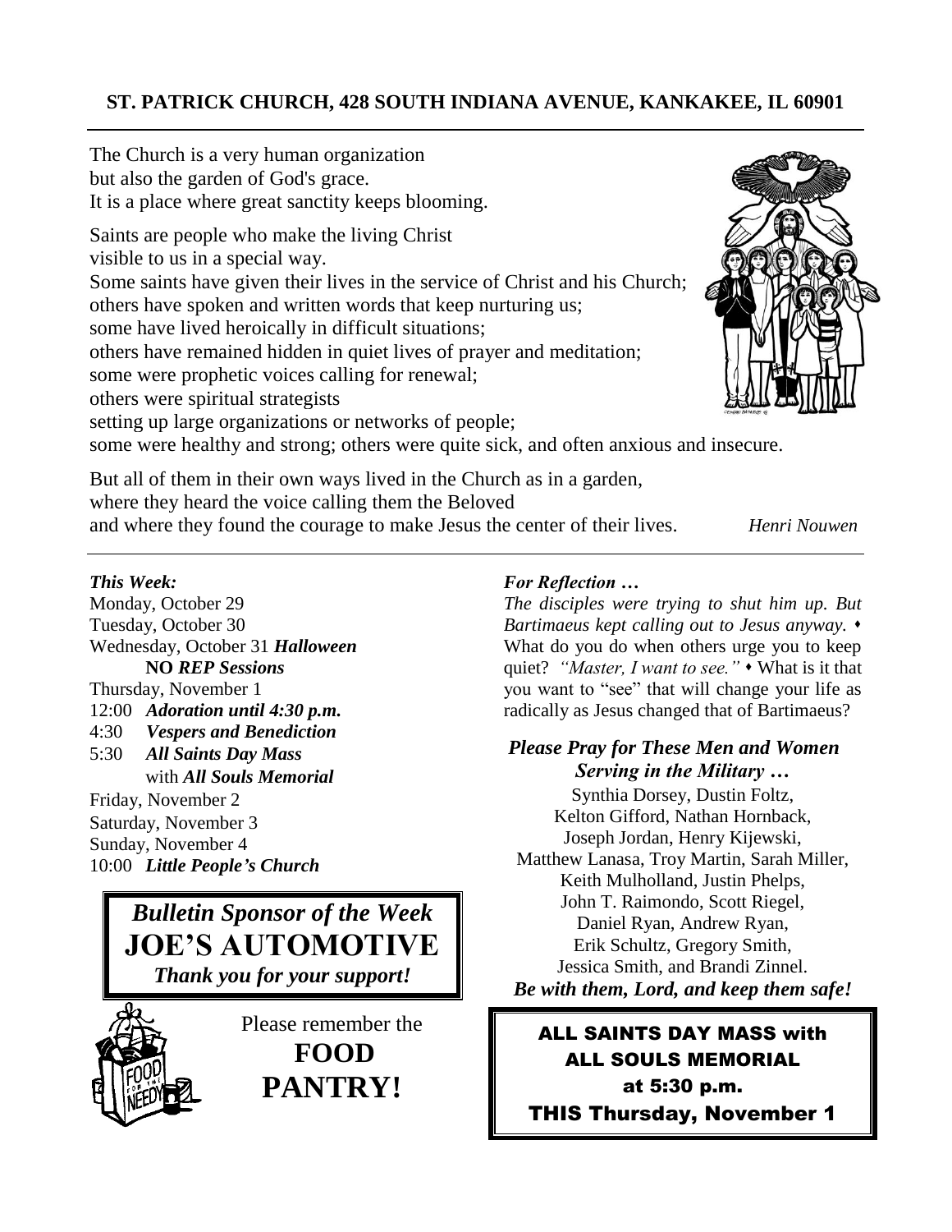**ST. PATRICK CHURCH, 428 SOUTH INDIANA AVENUE, KANKAKEE, IL 60901**

The Church is a very human organization
but also the garden of God's grace.
It is a place where great sanctity keeps blooming.

Saints are people who make the living Christ
visible to us in a special way.
Some saints have given their lives in the service of Christ and his Church;
others have spoken and written words that keep nurturing us;
some have lived heroically in difficult situations;
others have remained hidden in quiet lives of prayer and meditation;
some were prophetic voices calling for renewal;
others were spiritual strategists
setting up large organizations or networks of people;
some were healthy and strong; others were quite sick, and often anxious and insecure.

But all of them in their own ways lived in the Church as in a garden,
where they heard the voice calling them the Beloved
and where they found the courage to make Jesus the center of their lives. *Henri Nouwen*

***This Week:***

Monday, October 29
Tuesday, October 30
Wednesday, October 31 ***Halloween***
**NO** ***REP Sessions***
Thursday, November 1
12:00 ***Adoration until 4:30 p.m.***
4:30 ***Vespers and Benediction***
5:30 ***All Saints Day Mass*** with ***All Souls Memorial***
Friday, November 2
Saturday, November 3
Sunday, November 4
10:00 ***Little People's Church***

***Bulletin Sponsor of the Week***
**JOE'S AUTOMOTIVE**
***Thank you for your support!***

Please remember the **FOOD PANTRY!**

***For Reflection …***

*The disciples were trying to shut him up. But Bartimaeus kept calling out to Jesus anyway.* • What do you do when others urge you to keep quiet? *"Master, I want to see."* • What is it that you want to "see" that will change your life as radically as Jesus changed that of Bartimaeus?

***Please Pray for These Men and Women Serving in the Military …***

Synthia Dorsey, Dustin Foltz, Kelton Gifford, Nathan Hornback, Joseph Jordan, Henry Kijewski, Matthew Lanasa, Troy Martin, Sarah Miller, Keith Mulholland, Justin Phelps, John T. Raimondo, Scott Riegel, Daniel Ryan, Andrew Ryan, Erik Schultz, Gregory Smith, Jessica Smith, and Brandi Zinnel.
***Be with them, Lord, and keep them safe!***

**ALL SAINTS DAY MASS with ALL SOULS MEMORIAL at 5:30 p.m. THIS Thursday, November 1**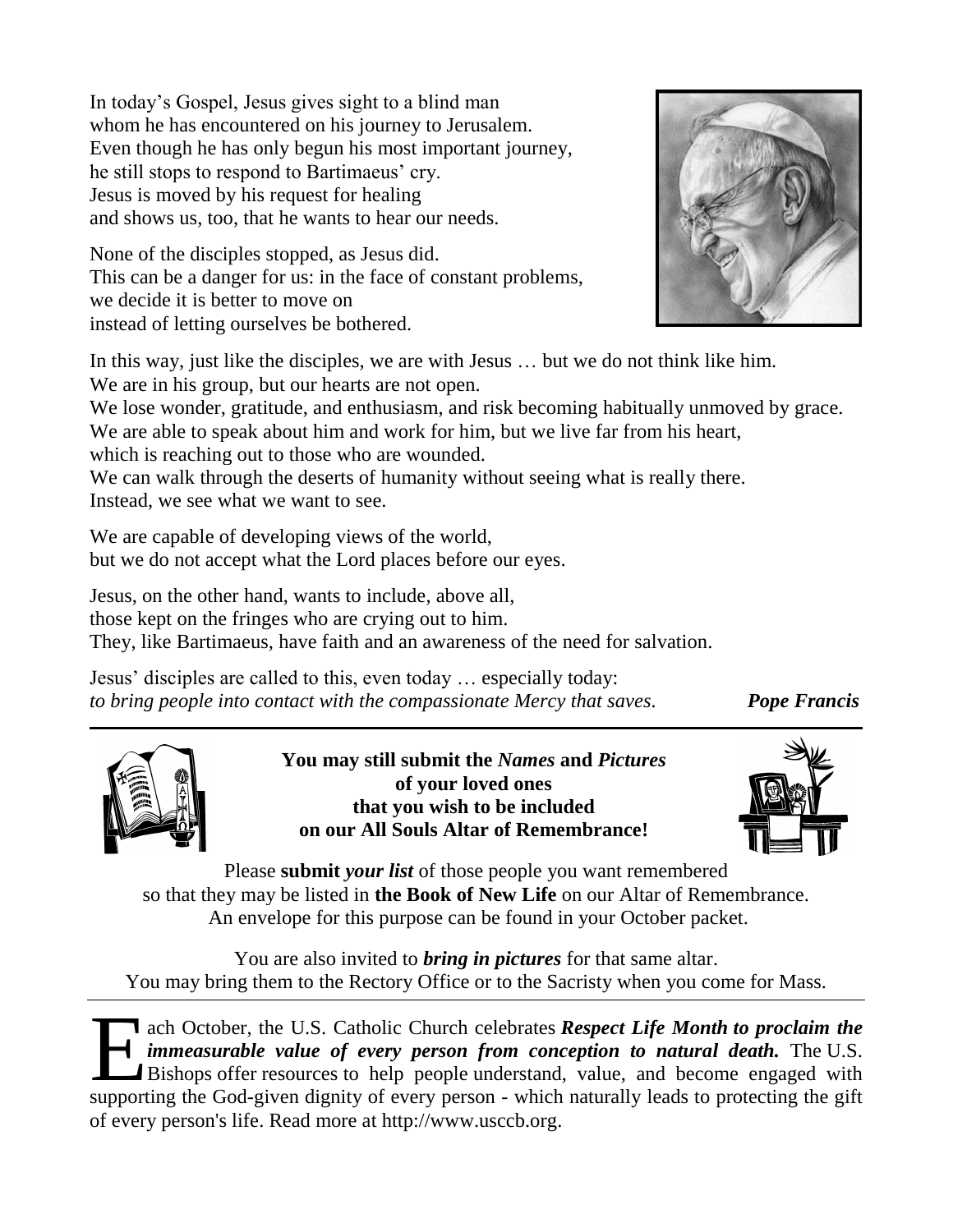In today's Gospel, Jesus gives sight to a blind man
whom he has encountered on his journey to Jerusalem.
Even though he has only begun his most important journey,
he still stops to respond to Bartimaeus' cry.
Jesus is moved by his request for healing
and shows us, too, that he wants to hear our needs.

None of the disciples stopped, as Jesus did.
This can be a danger for us: in the face of constant problems,
we decide it is better to move on
instead of letting ourselves be bothered.

In this way, just like the disciples, we are with Jesus … but we do not think like him.
We are in his group, but our hearts are not open.
We lose wonder, gratitude, and enthusiasm, and risk becoming habitually unmoved by grace.
We are able to speak about him and work for him, but we live far from his heart,
which is reaching out to those who are wounded.
We can walk through the deserts of humanity without seeing what is really there.
Instead, we see what we want to see.

We are capable of developing views of the world,
but we do not accept what the Lord places before our eyes.

Jesus, on the other hand, wants to include, above all,
those kept on the fringes who are crying out to him.
They, like Bartimaeus, have faith and an awareness of the need for salvation.

Jesus' disciples are called to this, even today … especially today:
*to bring people into contact with the compassionate Mercy that saves.* ***Pope Francis***

---

**You may still submit the *Names* and *Pictures* of your loved ones that you wish to be included on our All Souls Altar of Remembrance!**

Please **submit *your list*** of those people you want remembered
so that they may be listed in **the Book of New Life** on our Altar of Remembrance.
An envelope for this purpose can be found in your October packet.

You are also invited to ***bring in pictures*** for that same altar.
You may bring them to the Rectory Office or to the Sacristy when you come for Mass.

---

Each October, the U.S. Catholic Church celebrates ***Respect Life Month to proclaim the immeasurable value of every person from conception to natural death.*** The U.S. Bishops offer resources to help people understand, value, and become engaged with supporting the God-given dignity of every person - which naturally leads to protecting the gift of every person's life. Read more at http://www.usccb.org.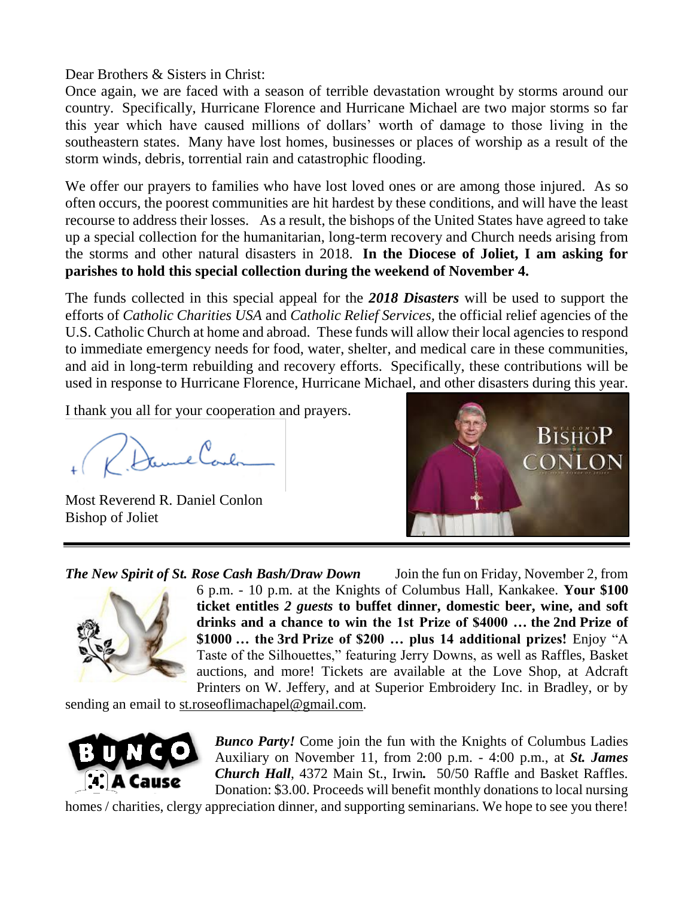Dear Brothers & Sisters in Christ:

Once again, we are faced with a season of terrible devastation wrought by storms around our country. Specifically, Hurricane Florence and Hurricane Michael are two major storms so far this year which have caused millions of dollars' worth of damage to those living in the southeastern states. Many have lost homes, businesses or places of worship as a result of the storm winds, debris, torrential rain and catastrophic flooding.

We offer our prayers to families who have lost loved ones or are among those injured. As so often occurs, the poorest communities are hit hardest by these conditions, and will have the least recourse to address their losses. As a result, the bishops of the United States have agreed to take up a special collection for the humanitarian, long-term recovery and Church needs arising from the storms and other natural disasters in 2018. **In the Diocese of Joliet, I am asking for parishes to hold this special collection during the weekend of November 4.**

The funds collected in this special appeal for the ***2018 Disasters*** will be used to support the efforts of *Catholic Charities USA* and *Catholic Relief Services*, the official relief agencies of the U.S. Catholic Church at home and abroad. These funds will allow their local agencies to respond to immediate emergency needs for food, water, shelter, and medical care in these communities, and aid in long-term rebuilding and recovery efforts. Specifically, these contributions will be used in response to Hurricane Florence, Hurricane Michael, and other disasters during this year.

I thank you all for your cooperation and prayers.

Most Reverend R. Daniel Conlon
Bishop of Joliet

---

***The New Spirit of St. Rose Cash Bash/Draw Down*** Join the fun on Friday, November 2, from 6 p.m. - 10 p.m. at the Knights of Columbus Hall, Kankakee. **Your $100 ticket entitles *2 guests* to buffet dinner, domestic beer, wine, and soft drinks and a chance to win the 1st Prize of $4000 … the 2nd Prize of $1000 … the 3rd Prize of $200 … plus 14 additional prizes!** Enjoy "A Taste of the Silhouettes," featuring Jerry Downs, as well as Raffles, Basket auctions, and more! Tickets are available at the Love Shop, at Adcraft Printers on W. Jeffery, and at Superior Embroidery Inc. in Bradley, or by sending an email to st.roseoflimachapel@gmail.com.

***Bunco Party!*** Come join the fun with the Knights of Columbus Ladies Auxiliary on November 11, from 2:00 p.m. - 4:00 p.m., at ***St. James Church Hall***, 4372 Main St., Irwin. 50/50 Raffle and Basket Raffles. Donation: $3.00. Proceeds will benefit monthly donations to local nursing homes / charities, clergy appreciation dinner, and supporting seminarians. We hope to see you there!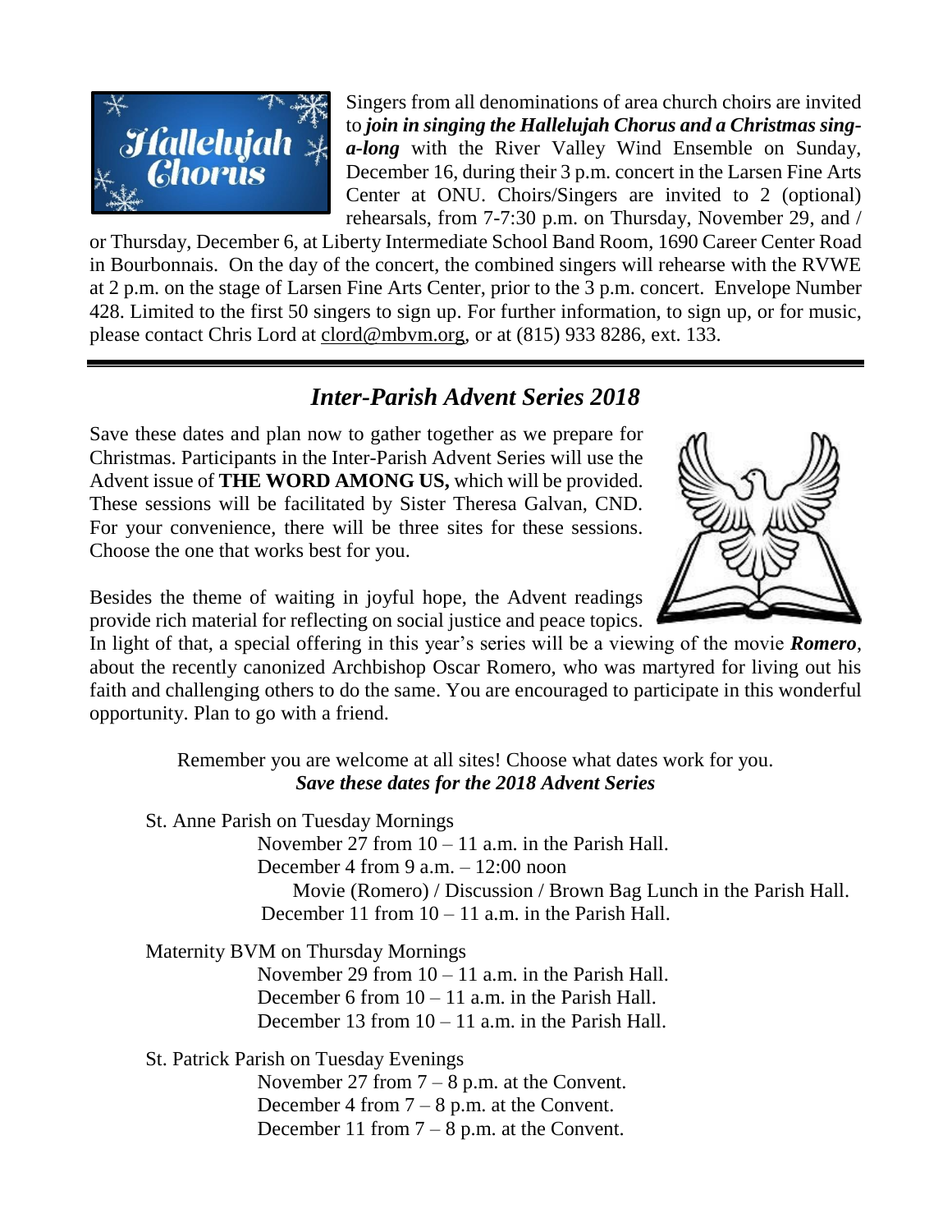Singers from all denominations of area church choirs are invited to ***join in singing the Hallelujah Chorus and a Christmas sing-a-long*** with the River Valley Wind Ensemble on Sunday, December 16, during their 3 p.m. concert in the Larsen Fine Arts Center at ONU. Choirs/Singers are invited to 2 (optional) rehearsals, from 7-7:30 p.m. on Thursday, November 29, and / or Thursday, December 6, at Liberty Intermediate School Band Room, 1690 Career Center Road in Bourbonnais. On the day of the concert, the combined singers will rehearse with the RVWE at 2 p.m. on the stage of Larsen Fine Arts Center, prior to the 3 p.m. concert. Envelope Number 428. Limited to the first 50 singers to sign up. For further information, to sign up, or for music, please contact Chris Lord at clord@mbvm.org, or at (815) 933 8286, ext. 133.

---

## *Inter-Parish Advent Series 2018*

Save these dates and plan now to gather together as we prepare for Christmas. Participants in the Inter-Parish Advent Series will use the Advent issue of **THE WORD AMONG US,** which will be provided. These sessions will be facilitated by Sister Theresa Galvan, CND. For your convenience, there will be three sites for these sessions. Choose the one that works best for you.

Besides the theme of waiting in joyful hope, the Advent readings provide rich material for reflecting on social justice and peace topics. In light of that, a special offering in this year's series will be a viewing of the movie ***Romero***, about the recently canonized Archbishop Oscar Romero, who was martyred for living out his faith and challenging others to do the same. You are encouraged to participate in this wonderful opportunity. Plan to go with a friend.

Remember you are welcome at all sites! Choose what dates work for you.
***Save these dates for the 2018 Advent Series***

St. Anne Parish on Tuesday Mornings
November 27 from 10 – 11 a.m. in the Parish Hall.
December 4 from 9 a.m. – 12:00 noon
Movie (Romero) / Discussion / Brown Bag Lunch in the Parish Hall.
December 11 from 10 – 11 a.m. in the Parish Hall.

Maternity BVM on Thursday Mornings
November 29 from 10 – 11 a.m. in the Parish Hall.
December 6 from 10 – 11 a.m. in the Parish Hall.
December 13 from 10 – 11 a.m. in the Parish Hall.

St. Patrick Parish on Tuesday Evenings
November 27 from 7 – 8 p.m. at the Convent.
December 4 from 7 – 8 p.m. at the Convent.
December 11 from 7 – 8 p.m. at the Convent.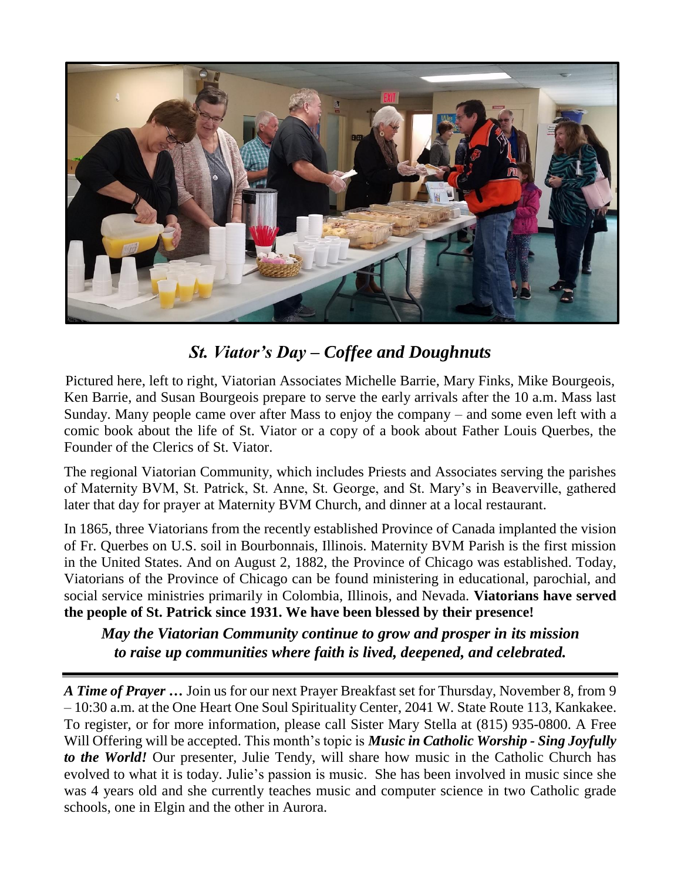## *St. Viator's Day – Coffee and Doughnuts*

Pictured here, left to right, Viatorian Associates Michelle Barrie, Mary Finks, Mike Bourgeois, Ken Barrie, and Susan Bourgeois prepare to serve the early arrivals after the 10 a.m. Mass last Sunday. Many people came over after Mass to enjoy the company – and some even left with a comic book about the life of St. Viator or a copy of a book about Father Louis Querbes, the Founder of the Clerics of St. Viator.

The regional Viatorian Community, which includes Priests and Associates serving the parishes of Maternity BVM, St. Patrick, St. Anne, St. George, and St. Mary's in Beaverville, gathered later that day for prayer at Maternity BVM Church, and dinner at a local restaurant.

In 1865, three Viatorians from the recently established Province of Canada implanted the vision of Fr. Querbes on U.S. soil in Bourbonnais, Illinois. Maternity BVM Parish is the first mission in the United States. And on August 2, 1882, the Province of Chicago was established. Today, Viatorians of the Province of Chicago can be found ministering in educational, parochial, and social service ministries primarily in Colombia, Illinois, and Nevada. **Viatorians have served the people of St. Patrick since 1931. We have been blessed by their presence!**

***May the Viatorian Community continue to grow and prosper in its mission to raise up communities where faith is lived, deepened, and celebrated.***

---

***A Time of Prayer …*** Join us for our next Prayer Breakfast set for Thursday, November 8, from 9 – 10:30 a.m. at the One Heart One Soul Spirituality Center, 2041 W. State Route 113, Kankakee. To register, or for more information, please call Sister Mary Stella at (815) 935-0800. A Free Will Offering will be accepted. This month's topic is ***Music in Catholic Worship - Sing Joyfully to the World!*** Our presenter, Julie Tendy, will share how music in the Catholic Church has evolved to what it is today. Julie's passion is music. She has been involved in music since she was 4 years old and she currently teaches music and computer science in two Catholic grade schools, one in Elgin and the other in Aurora.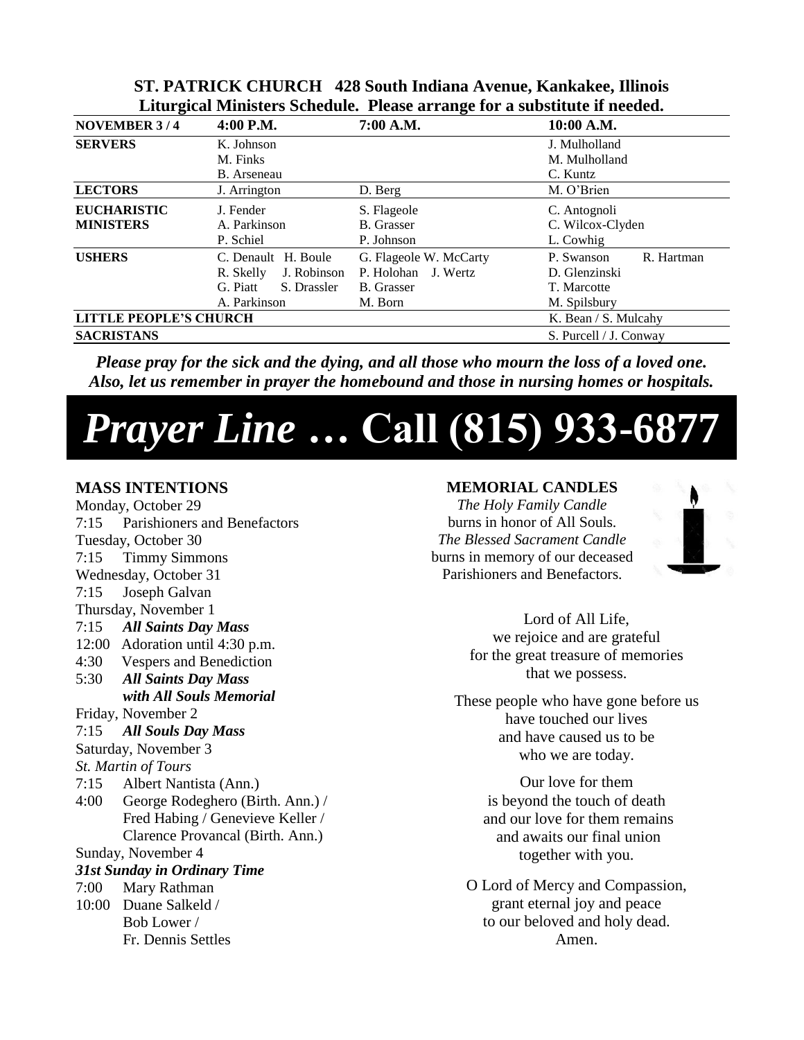**ST. PATRICK CHURCH 428 South Indiana Avenue, Kankakee, Illinois**
**Liturgical Ministers Schedule. Please arrange for a substitute if needed.**

| NOVEMBER 3 / 4 | 4:00 P.M. | 7:00 A.M. | 10:00 A.M. |
|---|---|---|---|
| **SERVERS** | K. Johnson<br>M. Finks<br>B. Arseneau | | J. Mulholland<br>M. Mulholland<br>C. Kuntz |
| **LECTORS** | J. Arrington | D. Berg | M. O'Brien |
| **EUCHARISTIC MINISTERS** | J. Fender<br>A. Parkinson<br>P. Schiel | S. Flageole<br>B. Grasser<br>P. Johnson | C. Antognoli<br>C. Wilcox-Clyden<br>L. Cowhig |
| **USHERS** | C. Denault H. Boule<br>R. Skelly J. Robinson<br>G. Piatt S. Drassler<br>A. Parkinson | G. Flageole W. McCarty<br>P. Holohan J. Wertz<br>B. Grasser<br>M. Born | P. Swanson R. Hartman<br>D. Glenzinski<br>T. Marcotte<br>M. Spilsbury |
| **LITTLE PEOPLE'S CHURCH** | | | K. Bean / S. Mulcahy |
| **SACRISTANS** | | | S. Purcell / J. Conway |

***Please pray for the sick and the dying, and all those who mourn the loss of a loved one. Also, let us remember in prayer the homebound and those in nursing homes or hospitals.***

# *Prayer Line* … Call (815) 933-6877

## MASS INTENTIONS

Monday, October 29
7:15 Parishioners and Benefactors
Tuesday, October 30
7:15 Timmy Simmons
Wednesday, October 31
7:15 Joseph Galvan
Thursday, November 1
7:15 ***All Saints Day Mass***
12:00 Adoration until 4:30 p.m.
4:30 Vespers and Benediction
5:30 ***All Saints Day Mass with All Souls Memorial***
Friday, November 2
7:15 ***All Souls Day Mass***
Saturday, November 3
*St. Martin of Tours*
7:15 Albert Nantista (Ann.)
4:00 George Rodeghero (Birth. Ann.) / Fred Habing / Genevieve Keller / Clarence Provancal (Birth. Ann.)
Sunday, November 4
***31st Sunday in Ordinary Time***
7:00 Mary Rathman
10:00 Duane Salkeld / Bob Lower / Fr. Dennis Settles

## MEMORIAL CANDLES

*The Holy Family Candle* burns in honor of All Souls.
*The Blessed Sacrament Candle* burns in memory of our deceased Parishioners and Benefactors.

Lord of All Life,
we rejoice and are grateful
for the great treasure of memories
that we possess.

These people who have gone before us
have touched our lives
and have caused us to be
who we are today.

Our love for them
is beyond the touch of death
and our love for them remains
and awaits our final union
together with you.

O Lord of Mercy and Compassion,
grant eternal joy and peace
to our beloved and holy dead.
Amen.